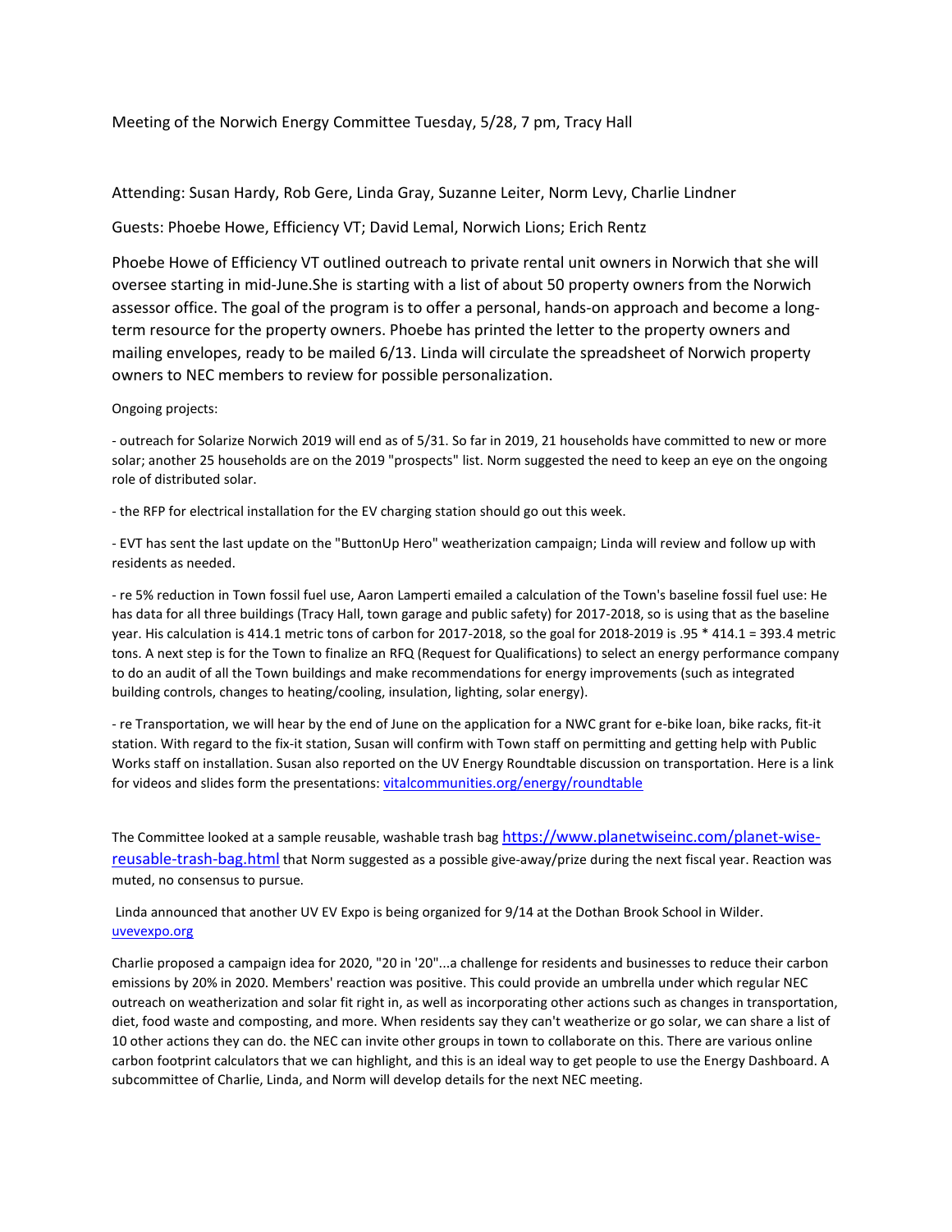Meeting of the Norwich Energy Committee Tuesday, 5/28, 7 pm, Tracy Hall

Attending: Susan Hardy, Rob Gere, Linda Gray, Suzanne Leiter, Norm Levy, Charlie Lindner

Guests: Phoebe Howe, Efficiency VT; David Lemal, Norwich Lions; Erich Rentz

Phoebe Howe of Efficiency VT outlined outreach to private rental unit owners in Norwich that she will oversee starting in mid-June.She is starting with a list of about 50 property owners from the Norwich assessor office. The goal of the program is to offer a personal, hands-on approach and become a long-term resource for the property owners. Phoebe has printed the letter to the property owners and mailing envelopes, ready to be mailed 6/13. Linda will circulate the spreadsheet of Norwich property owners to NEC members to review for possible personalization.

Ongoing projects:

- outreach for Solarize Norwich 2019 will end as of 5/31. So far in 2019, 21 households have committed to new or more solar; another 25 households are on the 2019 "prospects" list. Norm suggested the need to keep an eye on the ongoing role of distributed solar.

- the RFP for electrical installation for the EV charging station should go out this week.

- EVT has sent the last update on the "ButtonUp Hero" weatherization campaign; Linda will review and follow up with residents as needed.

- re 5% reduction in Town fossil fuel use, Aaron Lamperti emailed a calculation of the Town's baseline fossil fuel use: He has data for all three buildings (Tracy Hall, town garage and public safety) for 2017-2018, so is using that as the baseline year. His calculation is 414.1 metric tons of carbon for 2017-2018, so the goal for 2018-2019 is .95 * 414.1 = 393.4 metric tons. A next step is for the Town to finalize an RFQ (Request for Qualifications) to select an energy performance company to do an audit of all the Town buildings and make recommendations for energy improvements (such as integrated building controls, changes to heating/cooling, insulation, lighting, solar energy).

- re Transportation, we will hear by the end of June on the application for a NWC grant for e-bike loan, bike racks, fit-it station. With regard to the fix-it station, Susan will confirm with Town staff on permitting and getting help with Public Works staff on installation. Susan also reported on the UV Energy Roundtable discussion on transportation. Here is a link for videos and slides form the presentations: vitalcommunities.org/energy/roundtable

The Committee looked at a sample reusable, washable trash bag https://www.planetwiseinc.com/planet-wise-reusable-trash-bag.html that Norm suggested as a possible give-away/prize during the next fiscal year. Reaction was muted, no consensus to pursue.

Linda announced that another UV EV Expo is being organized for 9/14 at the Dothan Brook School in Wilder. uvevexpo.org

Charlie proposed a campaign idea for 2020, "20 in '20"...a challenge for residents and businesses to reduce their carbon emissions by 20% in 2020. Members' reaction was positive. This could provide an umbrella under which regular NEC outreach on weatherization and solar fit right in, as well as incorporating other actions such as changes in transportation, diet, food waste and composting, and more. When residents say they can't weatherize or go solar, we can share a list of 10 other actions they can do. the NEC can invite other groups in town to collaborate on this. There are various online carbon footprint calculators that we can highlight, and this is an ideal way to get people to use the Energy Dashboard. A subcommittee of Charlie, Linda, and Norm will develop details for the next NEC meeting.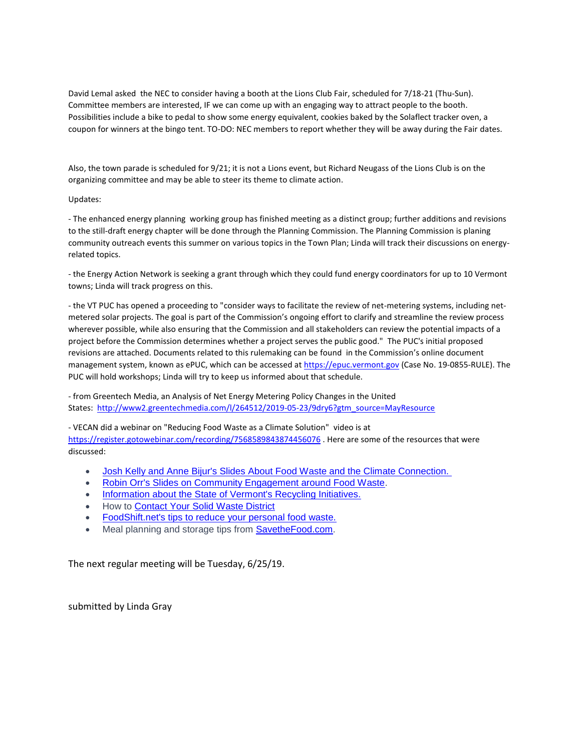David Lemal asked the NEC to consider having a booth at the Lions Club Fair, scheduled for 7/18-21 (Thu-Sun). Committee members are interested, IF we can come up with an engaging way to attract people to the booth. Possibilities include a bike to pedal to show some energy equivalent, cookies baked by the Solaflect tracker oven, a coupon for winners at the bingo tent. TO-DO: NEC members to report whether they will be away during the Fair dates.

Also, the town parade is scheduled for 9/21; it is not a Lions event, but Richard Neugass of the Lions Club is on the organizing committee and may be able to steer its theme to climate action.

Updates:

- The enhanced energy planning working group has finished meeting as a distinct group; further additions and revisions to the still-draft energy chapter will be done through the Planning Commission. The Planning Commission is planing community outreach events this summer on various topics in the Town Plan; Linda will track their discussions on energy-related topics.

- the Energy Action Network is seeking a grant through which they could fund energy coordinators for up to 10 Vermont towns; Linda will track progress on this.

- the VT PUC has opened a proceeding to "consider ways to facilitate the review of net-metering systems, including net-metered solar projects. The goal is part of the Commission's ongoing effort to clarify and streamline the review process wherever possible, while also ensuring that the Commission and all stakeholders can review the potential impacts of a project before the Commission determines whether a project serves the public good." The PUC's initial proposed revisions are attached. Documents related to this rulemaking can be found in the Commission's online document management system, known as ePUC, which can be accessed at https://epuc.vermont.gov (Case No. 19-0855-RULE). The PUC will hold workshops; Linda will try to keep us informed about that schedule.

- from Greentech Media, an Analysis of Net Energy Metering Policy Changes in the United States: http://www2.greentechmedia.com/l/264512/2019-05-23/9dry6?gtm_source=MayResource

- VECAN did a webinar on "Reducing Food Waste as a Climate Solution" video is at https://register.gotowebinar.com/recording/7568589843874456076 . Here are some of the resources that were discussed:

- Josh Kelly and Anne Bijur's Slides About Food Waste and the Climate Connection.
- Robin Orr's Slides on Community Engagement around Food Waste.
- Information about the State of Vermont's Recycling Initiatives.
- How to Contact Your Solid Waste District
- FoodShift.net's tips to reduce your personal food waste.
- Meal planning and storage tips from SavetheFood.com.

The next regular meeting will be Tuesday, 6/25/19.

submitted by Linda Gray